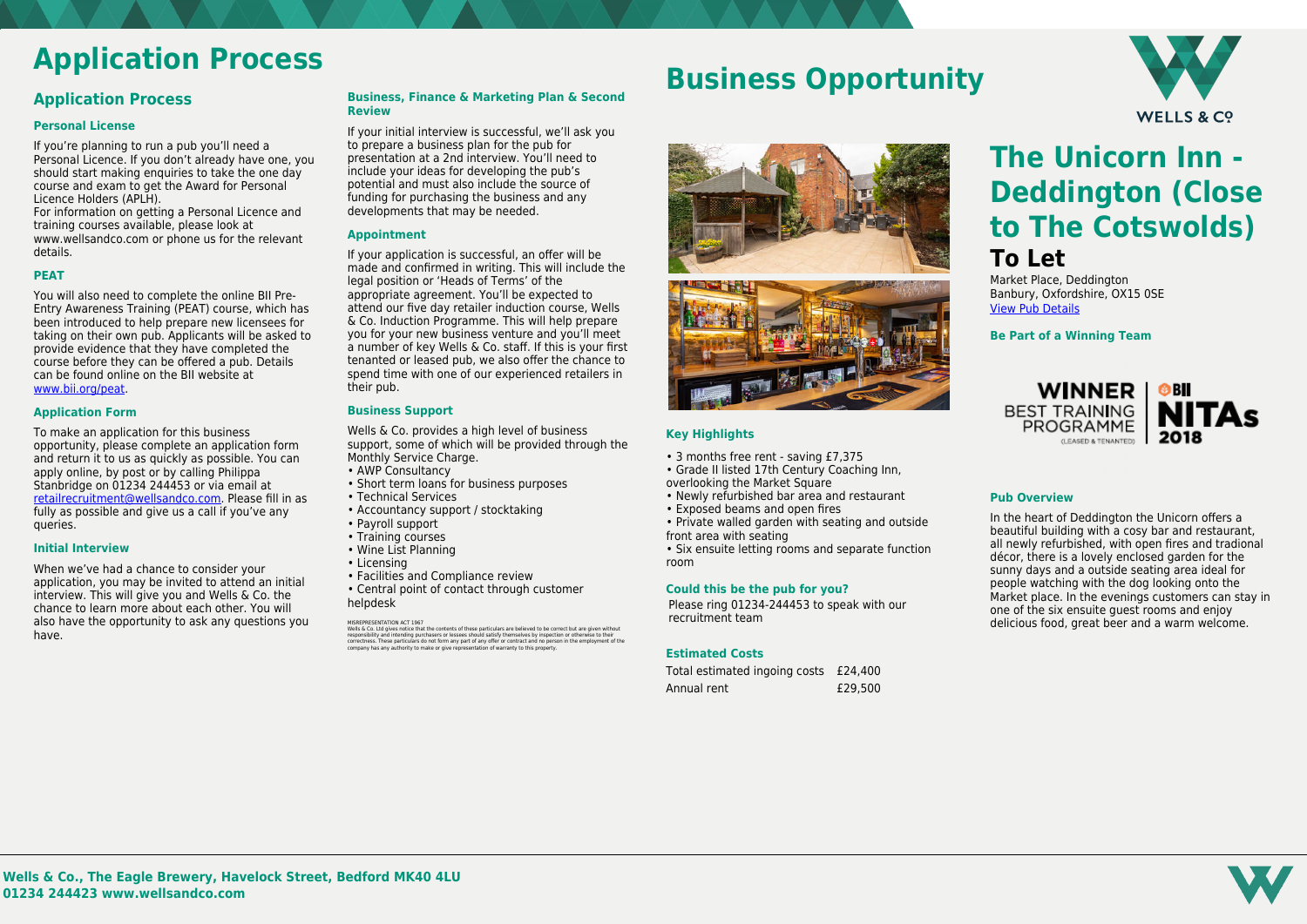# Application Process

## Application Process

### Personal License

If you're planning to run a pub you'll need a Personal Licence. If you don't already have one, you should start making enquiries to take the one day course and exam to get the Award for Personal Licence Holders (APLH).
For information on getting a Personal Licence and training courses available, please look at www.wellsandco.com or phone us for the relevant details.

### PEAT

You will also need to complete the online BII Pre-Entry Awareness Training (PEAT) course, which has been introduced to help prepare new licensees for taking on their own pub. Applicants will be asked to provide evidence that they have completed the course before they can be offered a pub. Details can be found online on the BII website at www.bii.org/peat.

### Application Form

To make an application for this business opportunity, please complete an application form and return it to us as quickly as possible. You can apply online, by post or by calling Philippa Stanbridge on 01234 244453 or via email at retailrecruitment@wellsandco.com. Please fill in as fully as possible and give us a call if you've any queries.

### Initial Interview

When we've had a chance to consider your application, you may be invited to attend an initial interview. This will give you and Wells & Co. the chance to learn more about each other. You will also have the opportunity to ask any questions you have.

### Business, Finance & Marketing Plan & Second Review

If your initial interview is successful, we'll ask you to prepare a business plan for the pub for presentation at a 2nd interview. You'll need to include your ideas for developing the pub's potential and must also include the source of funding for purchasing the business and any developments that may be needed.

### Appointment

If your application is successful, an offer will be made and confirmed in writing. This will include the legal position or 'Heads of Terms' of the appropriate agreement. You'll be expected to attend our five day retailer induction course, Wells & Co. Induction Programme. This will help prepare you for your new business venture and you'll meet a number of key Wells & Co. staff. If this is your first tenanted or leased pub, we also offer the chance to spend time with one of our experienced retailers in their pub.

### Business Support

Wells & Co. provides a high level of business support, some of which will be provided through the Monthly Service Charge.

- AWP Consultancy
- Short term loans for business purposes
- Technical Services
- Accountancy support / stocktaking
- Payroll support
- Training courses
- Wine List Planning
- Licensing
- Facilities and Compliance review
- Central point of contact through customer helpdesk

MISREPRESENTATION ACT 1967
Wells & Co. Ltd gives notice that the contents of these particulars are believed to be correct but are given without responsibility and intending purchasers or lessees should satisfy themselves by inspection or otherwise to their correctness. These particulars do not form any part of any offer or contract and no person in the employment of the company has any authority to make or give representation of warranty to this property.

# Business Opportunity

WELLS & CO

## The Unicorn Inn - Deddington (Close to The Cotswolds)

## To Let

Market Place, Deddington
Banbury, Oxfordshire, OX15 0SE
View Pub Details

### Be Part of a Winning Team

WINNER BEST TRAINING PROGRAMME (LEASED & TENANTED) | BII NITAs 2018

### Key Highlights

- 3 months free rent - saving £7,375
- Grade II listed 17th Century Coaching Inn, overlooking the Market Square
- Newly refurbished bar area and restaurant
- Exposed beams and open fires
- Private walled garden with seating and outside front area with seating
- Six ensuite letting rooms and separate function room

### Could this be the pub for you?

Please ring 01234-244453 to speak with our recruitment team

### Estimated Costs

| | |
|---|---|
| Total estimated ingoing costs | £24,400 |
| Annual rent | £29,500 |

### Pub Overview

In the heart of Deddington the Unicorn offers a beautiful building with a cosy bar and restaurant, all newly refurbished, with open fires and tradional décor, there is a lovely enclosed garden for the sunny days and a outside seating area ideal for people watching with the dog looking onto the Market place. In the evenings customers can stay in one of the six ensuite guest rooms and enjoy delicious food, great beer and a warm welcome.

**Wells & Co., The Eagle Brewery, Havelock Street, Bedford MK40 4LU**
**01234 244423 www.wellsandco.com**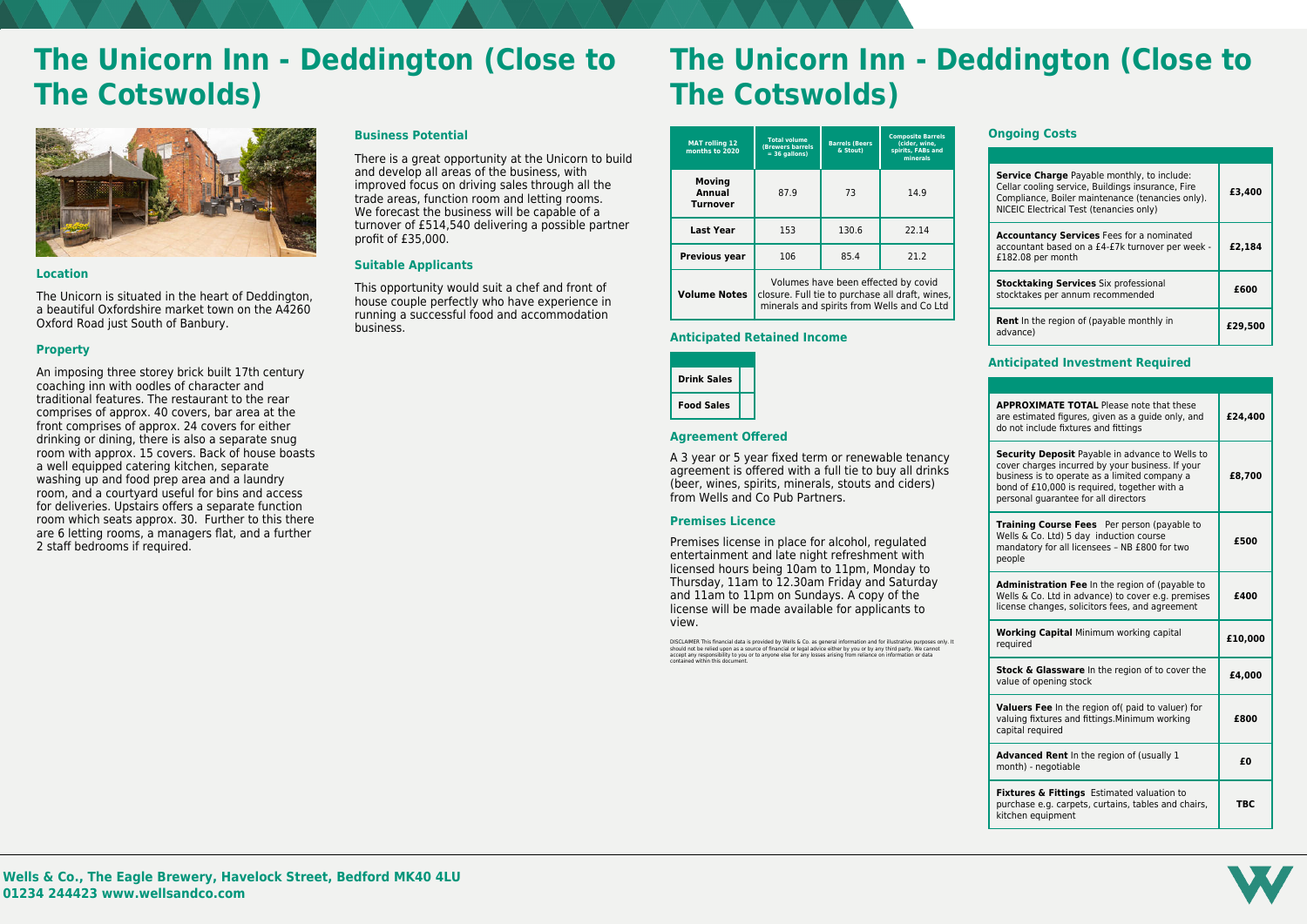# The Unicorn Inn - Deddington (Close to The Cotswolds)

### Location

The Unicorn is situated in the heart of Deddington, a beautiful Oxfordshire market town on the A4260 Oxford Road just South of Banbury.

### Property

An imposing three storey brick built 17th century coaching inn with oodles of character and traditional features. The restaurant to the rear comprises of approx. 40 covers, bar area at the front comprises of approx. 24 covers for either drinking or dining, there is also a separate snug room with approx. 15 covers. Back of house boasts a well equipped catering kitchen, separate washing up and food prep area and a laundry room, and a courtyard useful for bins and access for deliveries. Upstairs offers a separate function room which seats approx. 30. Further to this there are 6 letting rooms, a managers flat, and a further 2 staff bedrooms if required.

### Business Potential

There is a great opportunity at the Unicorn to build and develop all areas of the business, with improved focus on driving sales through all the trade areas, function room and letting rooms. We forecast the business will be capable of a turnover of £514,540 delivering a possible partner profit of £35,000.

### Suitable Applicants

This opportunity would suit a chef and front of house couple perfectly who have experience in running a successful food and accommodation business.

| MAT rolling 12 months to 2020 | Total volume (Brewers barrels = 36 gallons) | Barrels (Beers & Stout) | Composite Barrels (cider, wine, spirits, FABs and minerals |
|---|---|---|---|
| **Moving Annual Turnover** | 87.9 | 73 | 14.9 |
| **Last Year** | 153 | 130.6 | 22.14 |
| **Previous year** | 106 | 85.4 | 21.2 |
| **Volume Notes** | Volumes have been effected by covid closure. Full tie to purchase all draft, wines, minerals and spirits from Wells and Co Ltd | | |

### Anticipated Retained Income

| | |
|---|---|
| **Drink Sales** | |
| **Food Sales** | |

### Agreement Offered

A 3 year or 5 year fixed term or renewable tenancy agreement is offered with a full tie to buy all drinks (beer, wines, spirits, minerals, stouts and ciders) from Wells and Co Pub Partners.

### Premises Licence

Premises license in place for alcohol, regulated entertainment and late night refreshment with licensed hours being 10am to 11pm, Monday to Thursday, 11am to 12.30am Friday and Saturday and 11am to 11pm on Sundays. A copy of the license will be made available for applicants to view.

DISCLAIMER This financial data is provided by Wells & Co. as general information and for illustrative purposes only. It should not be relied upon as a source of financial or legal advice either by you or by any third party. We cannot accept any responsibility to you or to anyone else for any losses arising from reliance on information or data contained within this document.

### Ongoing Costs

| | |
|---|---|
| **Service Charge** Payable monthly, to include: Cellar cooling service, Buildings insurance, Fire Compliance, Boiler maintenance (tenancies only). NICEIC Electrical Test (tenancies only) | £3,400 |
| **Accountancy Services** Fees for a nominated accountant based on a £4-£7k turnover per week - £182.08 per month | £2,184 |
| **Stocktaking Services** Six professional stocktakes per annum recommended | £600 |
| **Rent** In the region of (payable monthly in advance) | £29,500 |

### Anticipated Investment Required

| | |
|---|---|
| **APPROXIMATE TOTAL** Please note that these are estimated figures, given as a guide only, and do not include fixtures and fittings | £24,400 |
| **Security Deposit** Payable in advance to Wells to cover charges incurred by your business. If your business is to operate as a limited company a bond of £10,000 is required, together with a personal guarantee for all directors | £8,700 |
| **Training Course Fees** Per person (payable to Wells & Co. Ltd) 5 day induction course mandatory for all licensees – NB £800 for two people | £500 |
| **Administration Fee** In the region of (payable to Wells & Co. Ltd in advance) to cover e.g. premises license changes, solicitors fees, and agreement | £400 |
| **Working Capital** Minimum working capital required | £10,000 |
| **Stock & Glassware** In the region of to cover the value of opening stock | £4,000 |
| **Valuers Fee** In the region of( paid to valuer) for valuing fixtures and fittings.Minimum working capital required | £800 |
| **Advanced Rent** In the region of (usually 1 month) - negotiable | £0 |
| **Fixtures & Fittings** Estimated valuation to purchase e.g. carpets, curtains, tables and chairs, kitchen equipment | TBC |

**Wells & Co., The Eagle Brewery, Havelock Street, Bedford MK40 4LU**
**01234 244423 www.wellsandco.com**